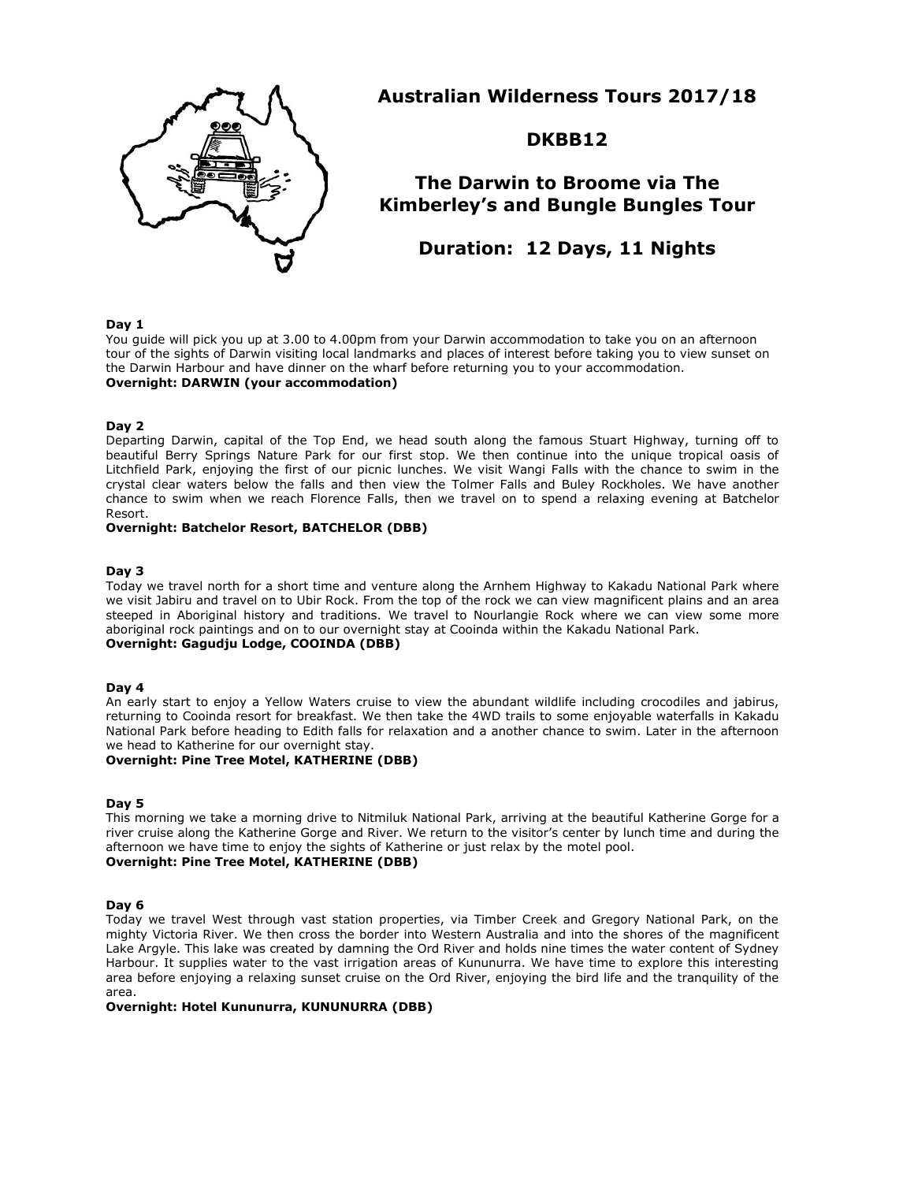# Australian Wilderness Tours 2017/18

## DKBB12

## The Darwin to Broome via The Kimberley's and Bungle Bungles Tour

## Duration: 12 Days, 11 Nights

**Day 1**

You guide will pick you up at 3.00 to 4.00pm from your Darwin accommodation to take you on an afternoon tour of the sights of Darwin visiting local landmarks and places of interest before taking you to view sunset on the Darwin Harbour and have dinner on the wharf before returning you to your accommodation.

**Overnight: DARWIN (your accommodation)**

**Day 2**

Departing Darwin, capital of the Top End, we head south along the famous Stuart Highway, turning off to beautiful Berry Springs Nature Park for our first stop. We then continue into the unique tropical oasis of Litchfield Park, enjoying the first of our picnic lunches. We visit Wangi Falls with the chance to swim in the crystal clear waters below the falls and then view the Tolmer Falls and Buley Rockholes. We have another chance to swim when we reach Florence Falls, then we travel on to spend a relaxing evening at Batchelor Resort.

**Overnight: Batchelor Resort, BATCHELOR (DBB)**

**Day 3**

Today we travel north for a short time and venture along the Arnhem Highway to Kakadu National Park where we visit Jabiru and travel on to Ubir Rock. From the top of the rock we can view magnificent plains and an area steeped in Aboriginal history and traditions. We travel to Nourlangie Rock where we can view some more aboriginal rock paintings and on to our overnight stay at Cooinda within the Kakadu National Park.

**Overnight: Gagudju Lodge, COOINDA (DBB)**

**Day 4**

An early start to enjoy a Yellow Waters cruise to view the abundant wildlife including crocodiles and jabirus, returning to Cooinda resort for breakfast. We then take the 4WD trails to some enjoyable waterfalls in Kakadu National Park before heading to Edith falls for relaxation and a another chance to swim. Later in the afternoon we head to Katherine for our overnight stay.

**Overnight: Pine Tree Motel, KATHERINE (DBB)**

**Day 5**

This morning we take a morning drive to Nitmiluk National Park, arriving at the beautiful Katherine Gorge for a river cruise along the Katherine Gorge and River. We return to the visitor's center by lunch time and during the afternoon we have time to enjoy the sights of Katherine or just relax by the motel pool.

**Overnight: Pine Tree Motel, KATHERINE (DBB)**

**Day 6**

Today we travel West through vast station properties, via Timber Creek and Gregory National Park, on the mighty Victoria River. We then cross the border into Western Australia and into the shores of the magnificent Lake Argyle. This lake was created by damning the Ord River and holds nine times the water content of Sydney Harbour. It supplies water to the vast irrigation areas of Kununurra. We have time to explore this interesting area before enjoying a relaxing sunset cruise on the Ord River, enjoying the bird life and the tranquility of the area.

**Overnight: Hotel Kununurra, KUNUNURRA (DBB)**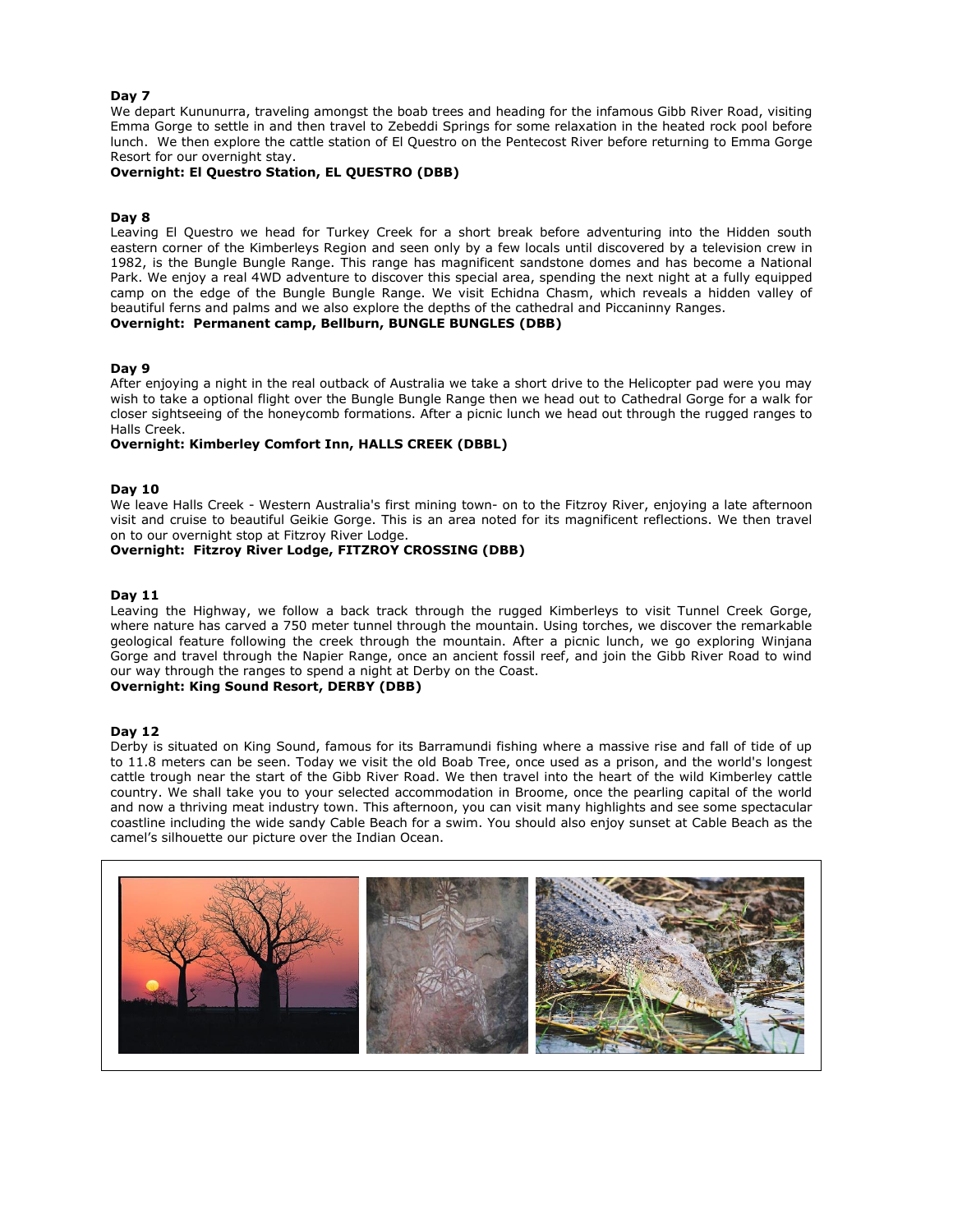**Day 7**

We depart Kununurra, traveling amongst the boab trees and heading for the infamous Gibb River Road, visiting Emma Gorge to settle in and then travel to Zebeddi Springs for some relaxation in the heated rock pool before lunch. We then explore the cattle station of El Questro on the Pentecost River before returning to Emma Gorge Resort for our overnight stay.

**Overnight: El Questro Station, EL QUESTRO (DBB)**

**Day 8**

Leaving El Questro we head for Turkey Creek for a short break before adventuring into the Hidden south eastern corner of the Kimberleys Region and seen only by a few locals until discovered by a television crew in 1982, is the Bungle Bungle Range. This range has magnificent sandstone domes and has become a National Park. We enjoy a real 4WD adventure to discover this special area, spending the next night at a fully equipped camp on the edge of the Bungle Bungle Range. We visit Echidna Chasm, which reveals a hidden valley of beautiful ferns and palms and we also explore the depths of the cathedral and Piccaninny Ranges.

**Overnight: Permanent camp, Bellburn, BUNGLE BUNGLES (DBB)**

**Day 9**

After enjoying a night in the real outback of Australia we take a short drive to the Helicopter pad were you may wish to take a optional flight over the Bungle Bungle Range then we head out to Cathedral Gorge for a walk for closer sightseeing of the honeycomb formations. After a picnic lunch we head out through the rugged ranges to Halls Creek.

**Overnight: Kimberley Comfort Inn, HALLS CREEK (DBBL)**

**Day 10**

We leave Halls Creek - Western Australia's first mining town- on to the Fitzroy River, enjoying a late afternoon visit and cruise to beautiful Geikie Gorge. This is an area noted for its magnificent reflections. We then travel on to our overnight stop at Fitzroy River Lodge.

**Overnight: Fitzroy River Lodge, FITZROY CROSSING (DBB)**

**Day 11**

Leaving the Highway, we follow a back track through the rugged Kimberleys to visit Tunnel Creek Gorge, where nature has carved a 750 meter tunnel through the mountain. Using torches, we discover the remarkable geological feature following the creek through the mountain. After a picnic lunch, we go exploring Winjana Gorge and travel through the Napier Range, once an ancient fossil reef, and join the Gibb River Road to wind our way through the ranges to spend a night at Derby on the Coast.

**Overnight: King Sound Resort, DERBY (DBB)**

**Day 12**

Derby is situated on King Sound, famous for its Barramundi fishing where a massive rise and fall of tide of up to 11.8 meters can be seen. Today we visit the old Boab Tree, once used as a prison, and the world's longest cattle trough near the start of the Gibb River Road. We then travel into the heart of the wild Kimberley cattle country. We shall take you to your selected accommodation in Broome, once the pearling capital of the world and now a thriving meat industry town. This afternoon, you can visit many highlights and see some spectacular coastline including the wide sandy Cable Beach for a swim. You should also enjoy sunset at Cable Beach as the camel's silhouette our picture over the Indian Ocean.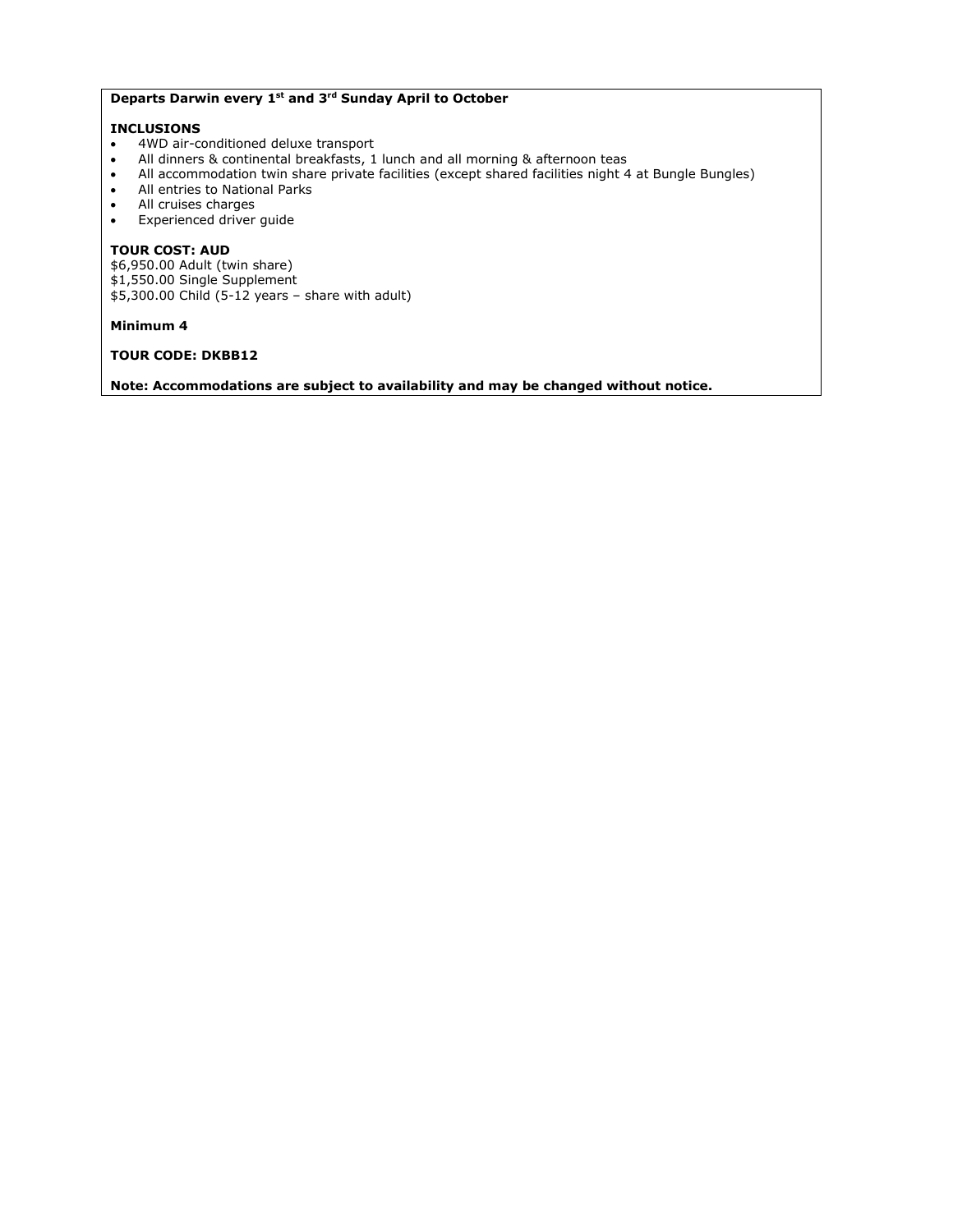**Departs Darwin every 1st and 3rd Sunday April to October**

**INCLUSIONS**

- 4WD air-conditioned deluxe transport
- All dinners & continental breakfasts, 1 lunch and all morning & afternoon teas
- All accommodation twin share private facilities (except shared facilities night 4 at Bungle Bungles)
- All entries to National Parks
- All cruises charges
- Experienced driver guide

**TOUR COST: AUD**
$6,950.00 Adult (twin share)
$1,550.00 Single Supplement
$5,300.00 Child (5-12 years – share with adult)

**Minimum 4**

**TOUR CODE: DKBB12**

**Note: Accommodations are subject to availability and may be changed without notice.**